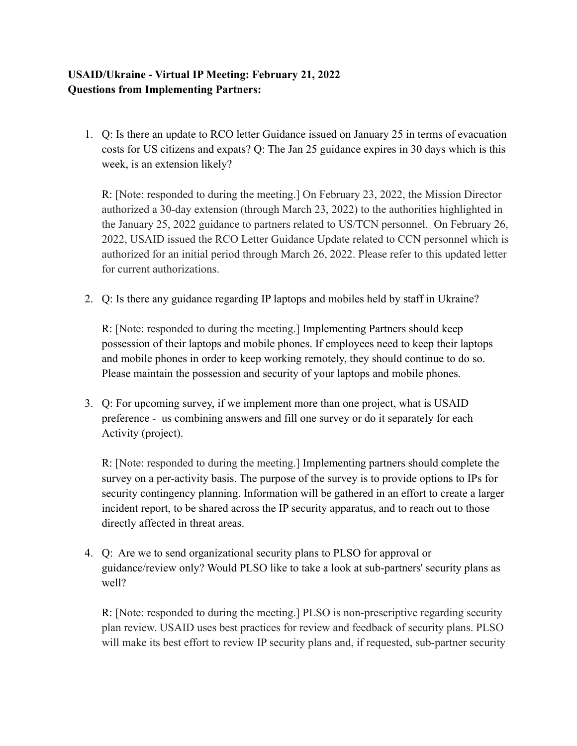**USAID/Ukraine - Virtual IP Meeting: February 21, 2022**
**Questions from Implementing Partners:**

1. Q: Is there an update to RCO letter Guidance issued on January 25 in terms of evacuation costs for US citizens and expats? Q: The Jan 25 guidance expires in 30 days which is this week, is an extension likely?

   R: [Note: responded to during the meeting.] On February 23, 2022, the Mission Director authorized a 30-day extension (through March 23, 2022) to the authorities highlighted in the January 25, 2022 guidance to partners related to US/TCN personnel. On February 26, 2022, USAID issued the RCO Letter Guidance Update related to CCN personnel which is authorized for an initial period through March 26, 2022. Please refer to this updated letter for current authorizations.

2. Q: Is there any guidance regarding IP laptops and mobiles held by staff in Ukraine?

   R: [Note: responded to during the meeting.] Implementing Partners should keep possession of their laptops and mobile phones. If employees need to keep their laptops and mobile phones in order to keep working remotely, they should continue to do so. Please maintain the possession and security of your laptops and mobile phones.

3. Q: For upcoming survey, if we implement more than one project, what is USAID preference - us combining answers and fill one survey or do it separately for each Activity (project).

   R: [Note: responded to during the meeting.] Implementing partners should complete the survey on a per-activity basis. The purpose of the survey is to provide options to IPs for security contingency planning. Information will be gathered in an effort to create a larger incident report, to be shared across the IP security apparatus, and to reach out to those directly affected in threat areas.

4. Q: Are we to send organizational security plans to PLSO for approval or guidance/review only? Would PLSO like to take a look at sub-partners' security plans as well?

   R: [Note: responded to during the meeting.] PLSO is non-prescriptive regarding security plan review. USAID uses best practices for review and feedback of security plans. PLSO will make its best effort to review IP security plans and, if requested, sub-partner security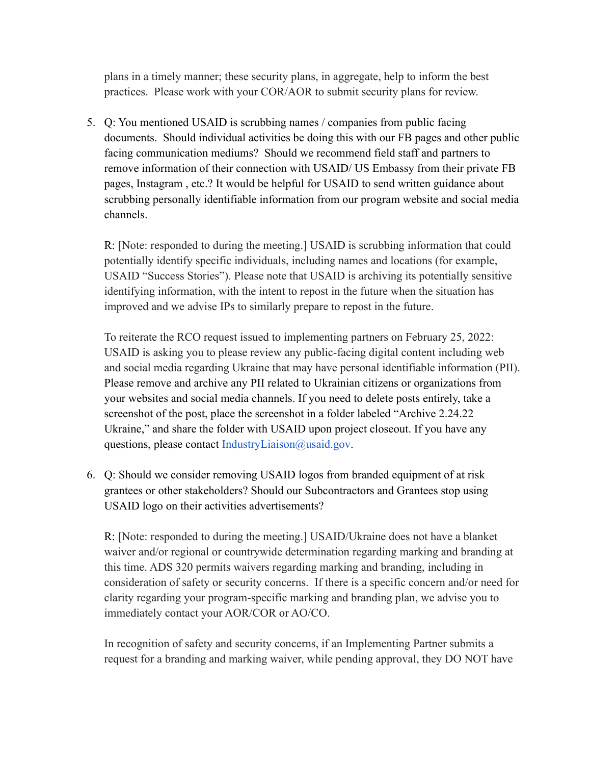plans in a timely manner; these security plans, in aggregate, help to inform the best practices. Please work with your COR/AOR to submit security plans for review.

5. Q: You mentioned USAID is scrubbing names / companies from public facing documents. Should individual activities be doing this with our FB pages and other public facing communication mediums? Should we recommend field staff and partners to remove information of their connection with USAID/ US Embassy from their private FB pages, Instagram , etc.? It would be helpful for USAID to send written guidance about scrubbing personally identifiable information from our program website and social media channels.

   R: [Note: responded to during the meeting.] USAID is scrubbing information that could potentially identify specific individuals, including names and locations (for example, USAID "Success Stories"). Please note that USAID is archiving its potentially sensitive identifying information, with the intent to repost in the future when the situation has improved and we advise IPs to similarly prepare to repost in the future.

   To reiterate the RCO request issued to implementing partners on February 25, 2022: USAID is asking you to please review any public-facing digital content including web and social media regarding Ukraine that may have personal identifiable information (PII). Please remove and archive any PII related to Ukrainian citizens or organizations from your websites and social media channels. If you need to delete posts entirely, take a screenshot of the post, place the screenshot in a folder labeled "Archive 2.24.22 Ukraine," and share the folder with USAID upon project closeout. If you have any questions, please contact IndustryLiaison@usaid.gov.

6. Q: Should we consider removing USAID logos from branded equipment of at risk grantees or other stakeholders? Should our Subcontractors and Grantees stop using USAID logo on their activities advertisements?

   R: [Note: responded to during the meeting.] USAID/Ukraine does not have a blanket waiver and/or regional or countrywide determination regarding marking and branding at this time. ADS 320 permits waivers regarding marking and branding, including in consideration of safety or security concerns. If there is a specific concern and/or need for clarity regarding your program-specific marking and branding plan, we advise you to immediately contact your AOR/COR or AO/CO.

   In recognition of safety and security concerns, if an Implementing Partner submits a request for a branding and marking waiver, while pending approval, they DO NOT have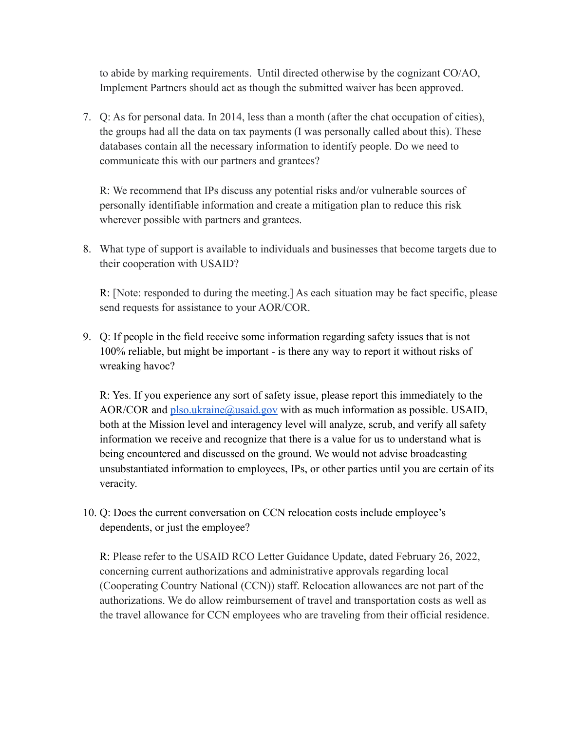to abide by marking requirements.  Until directed otherwise by the cognizant CO/AO, Implement Partners should act as though the submitted waiver has been approved.

7. Q: As for personal data. In 2014, less than a month (after the chat occupation of cities), the groups had all the data on tax payments (I was personally called about this). These databases contain all the necessary information to identify people. Do we need to communicate this with our partners and grantees?

   R: We recommend that IPs discuss any potential risks and/or vulnerable sources of personally identifiable information and create a mitigation plan to reduce this risk wherever possible with partners and grantees.

8. What type of support is available to individuals and businesses that become targets due to their cooperation with USAID?

   R: [Note: responded to during the meeting.] As each situation may be fact specific, please send requests for assistance to your AOR/COR.

9. Q: If people in the field receive some information regarding safety issues that is not 100% reliable, but might be important - is there any way to report it without risks of wreaking havoc?

   R: Yes. If you experience any sort of safety issue, please report this immediately to the AOR/COR and [plso.ukraine@usaid.gov](mailto:plso.ukraine@usaid.gov) with as much information as possible. USAID, both at the Mission level and interagency level will analyze, scrub, and verify all safety information we receive and recognize that there is a value for us to understand what is being encountered and discussed on the ground. We would not advise broadcasting unsubstantiated information to employees, IPs, or other parties until you are certain of its veracity.

10. Q: Does the current conversation on CCN relocation costs include employee's dependents, or just the employee?

    R: Please refer to the USAID RCO Letter Guidance Update, dated February 26, 2022, concerning current authorizations and administrative approvals regarding local (Cooperating Country National (CCN)) staff. Relocation allowances are not part of the authorizations. We do allow reimbursement of travel and transportation costs as well as the travel allowance for CCN employees who are traveling from their official residence.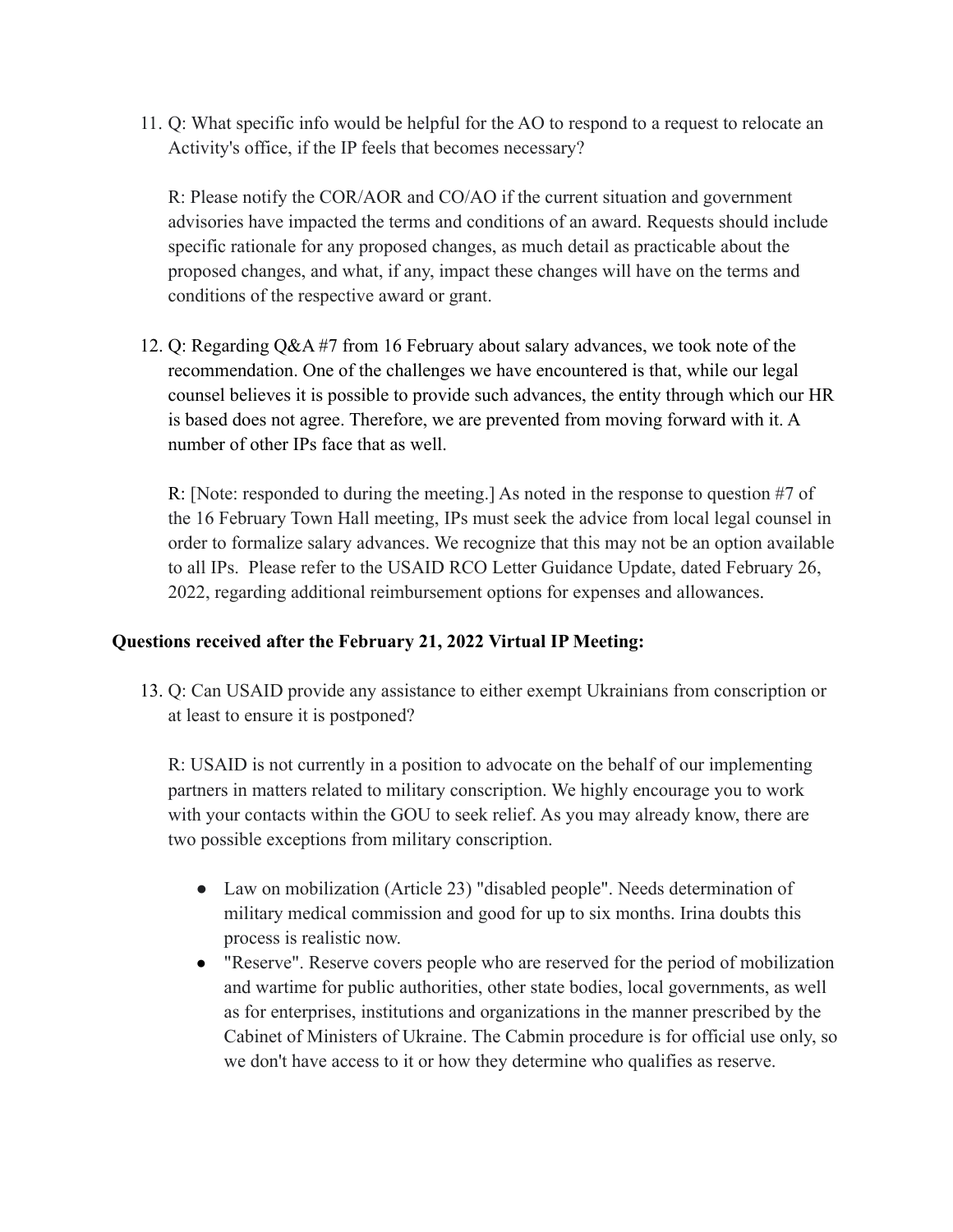11. Q: What specific info would be helpful for the AO to respond to a request to relocate an Activity's office, if the IP feels that becomes necessary?

    R: Please notify the COR/AOR and CO/AO if the current situation and government advisories have impacted the terms and conditions of an award. Requests should include specific rationale for any proposed changes, as much detail as practicable about the proposed changes, and what, if any, impact these changes will have on the terms and conditions of the respective award or grant.

12. Q: Regarding Q&A #7 from 16 February about salary advances, we took note of the recommendation. One of the challenges we have encountered is that, while our legal counsel believes it is possible to provide such advances, the entity through which our HR is based does not agree. Therefore, we are prevented from moving forward with it. A number of other IPs face that as well.

    R: [Note: responded to during the meeting.] As noted in the response to question #7 of the 16 February Town Hall meeting, IPs must seek the advice from local legal counsel in order to formalize salary advances. We recognize that this may not be an option available to all IPs. Please refer to the USAID RCO Letter Guidance Update, dated February 26, 2022, regarding additional reimbursement options for expenses and allowances.

**Questions received after the February 21, 2022 Virtual IP Meeting:**

13. Q: Can USAID provide any assistance to either exempt Ukrainians from conscription or at least to ensure it is postponed?

    R: USAID is not currently in a position to advocate on the behalf of our implementing partners in matters related to military conscription. We highly encourage you to work with your contacts within the GOU to seek relief. As you may already know, there are two possible exceptions from military conscription.

    - Law on mobilization (Article 23) "disabled people". Needs determination of military medical commission and good for up to six months. Irina doubts this process is realistic now.
    - "Reserve". Reserve covers people who are reserved for the period of mobilization and wartime for public authorities, other state bodies, local governments, as well as for enterprises, institutions and organizations in the manner prescribed by the Cabinet of Ministers of Ukraine. The Cabmin procedure is for official use only, so we don't have access to it or how they determine who qualifies as reserve.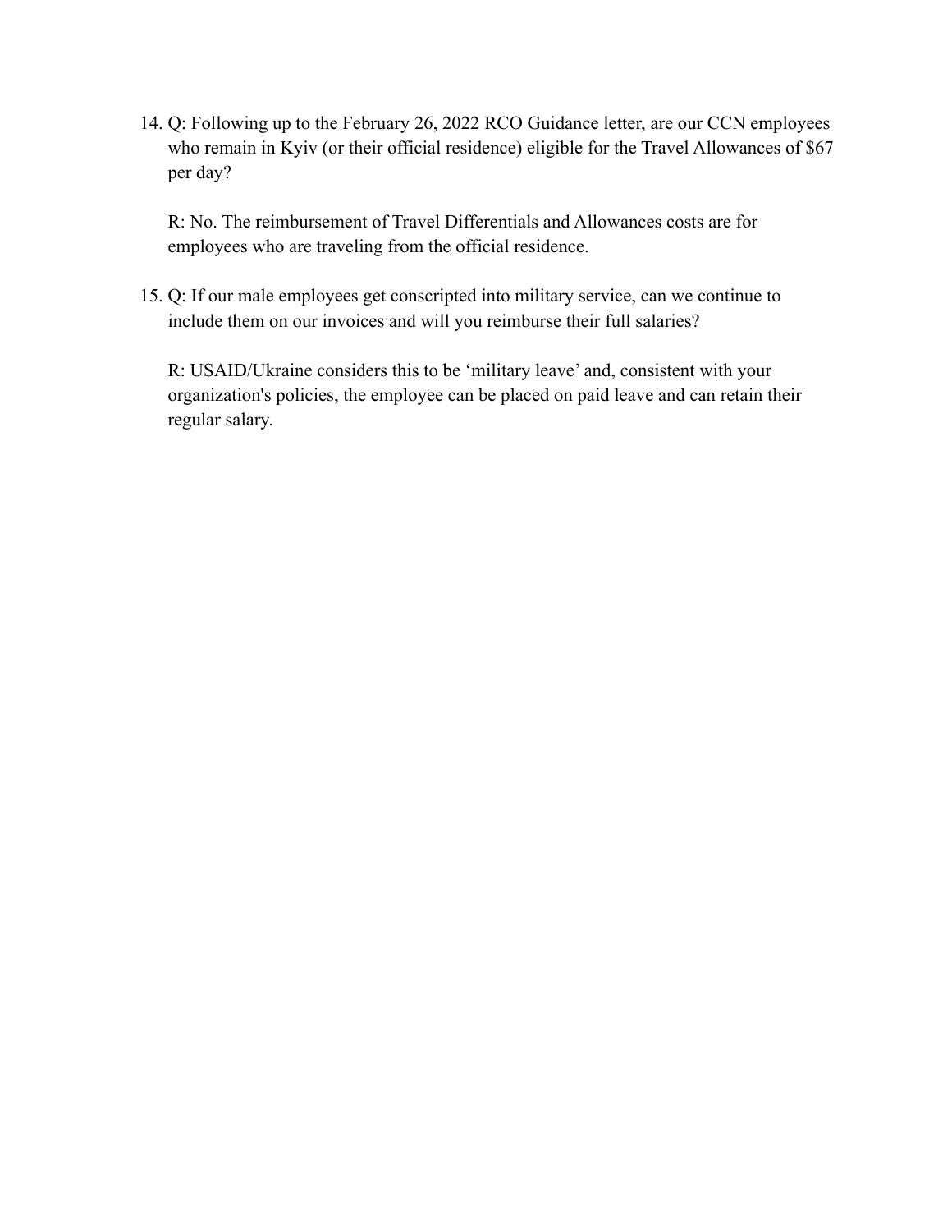14. Q: Following up to the February 26, 2022 RCO Guidance letter, are our CCN employees who remain in Kyiv (or their official residence) eligible for the Travel Allowances of $67 per day?

    R: No. The reimbursement of Travel Differentials and Allowances costs are for employees who are traveling from the official residence.

15. Q: If our male employees get conscripted into military service, can we continue to include them on our invoices and will you reimburse their full salaries?

    R: USAID/Ukraine considers this to be 'military leave' and, consistent with your organization's policies, the employee can be placed on paid leave and can retain their regular salary.